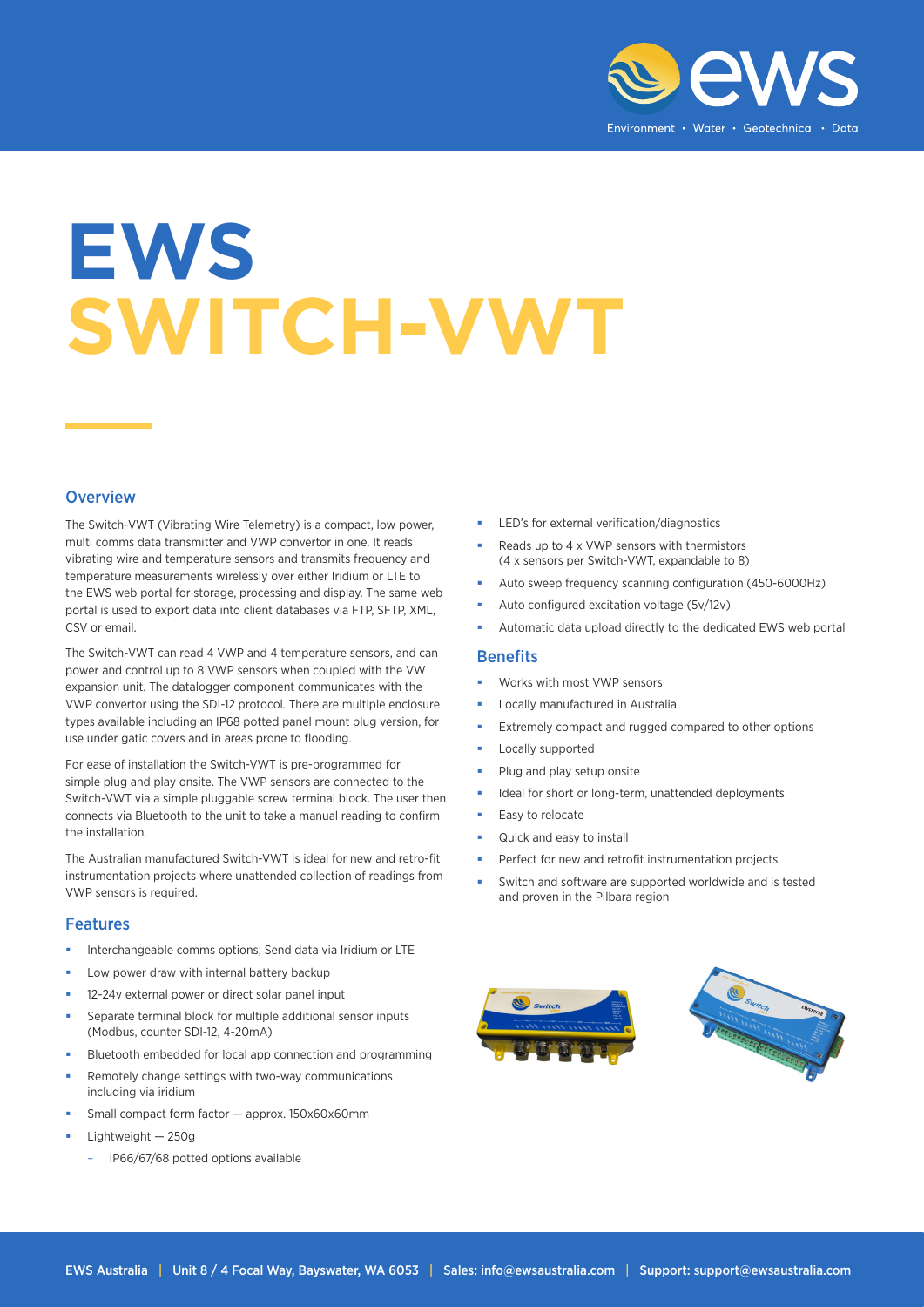# EWS SWITCH-VWT

## Overview

The Switch-VWT (Vibrating Wire Telemetry) is a compact, low power, multi comms data transmitter and VWP convertor in one. It reads vibrating wire and temperature sensors and transmits frequency and temperature measurements wirelessly over either Iridium or LTE to the EWS web portal for storage, processing and display. The same web portal is used to export data into client databases via FTP, SFTP, XML, CSV or email.

The Switch-VWT can read 4 VWP and 4 temperature sensors, and can power and control up to 8 VWP sensors when coupled with the VW expansion unit. The datalogger component communicates with the VWP convertor using the SDI-12 protocol. There are multiple enclosure types available including an IP68 potted panel mount plug version, for use under gatic covers and in areas prone to flooding.

For ease of installation the Switch-VWT is pre-programmed for simple plug and play onsite. The VWP sensors are connected to the Switch-VWT via a simple pluggable screw terminal block. The user then connects via Bluetooth to the unit to take a manual reading to confirm the installation.

The Australian manufactured Switch-VWT is ideal for new and retro-fit instrumentation projects where unattended collection of readings from VWP sensors is required.

## Features

- Interchangeable comms options; Send data via Iridium or LTE
- Low power draw with internal battery backup
- 12-24v external power or direct solar panel input
- Separate terminal block for multiple additional sensor inputs (Modbus, counter SDI-12, 4-20mA)
- Bluetooth embedded for local app connection and programming
- Remotely change settings with two-way communications including via iridium
- Small compact form factor — approx. 150x60x60mm
- Lightweight — 250g
  - IP66/67/68 potted options available
- LED's for external verification/diagnostics
- Reads up to 4 x VWP sensors with thermistors (4 x sensors per Switch-VWT, expandable to 8)
- Auto sweep frequency scanning configuration (450-6000Hz)
- Auto configured excitation voltage (5v/12v)
- Automatic data upload directly to the dedicated EWS web portal

## Benefits

- Works with most VWP sensors
- Locally manufactured in Australia
- Extremely compact and rugged compared to other options
- Locally supported
- Plug and play setup onsite
- Ideal for short or long-term, unattended deployments
- Easy to relocate
- Quick and easy to install
- Perfect for new and retrofit instrumentation projects
- Switch and software are supported worldwide and is tested and proven in the Pilbara region

EWS Australia | Unit 8 / 4 Focal Way, Bayswater, WA 6053 | Sales: info@ewsaustralia.com | Support: support@ewsaustralia.com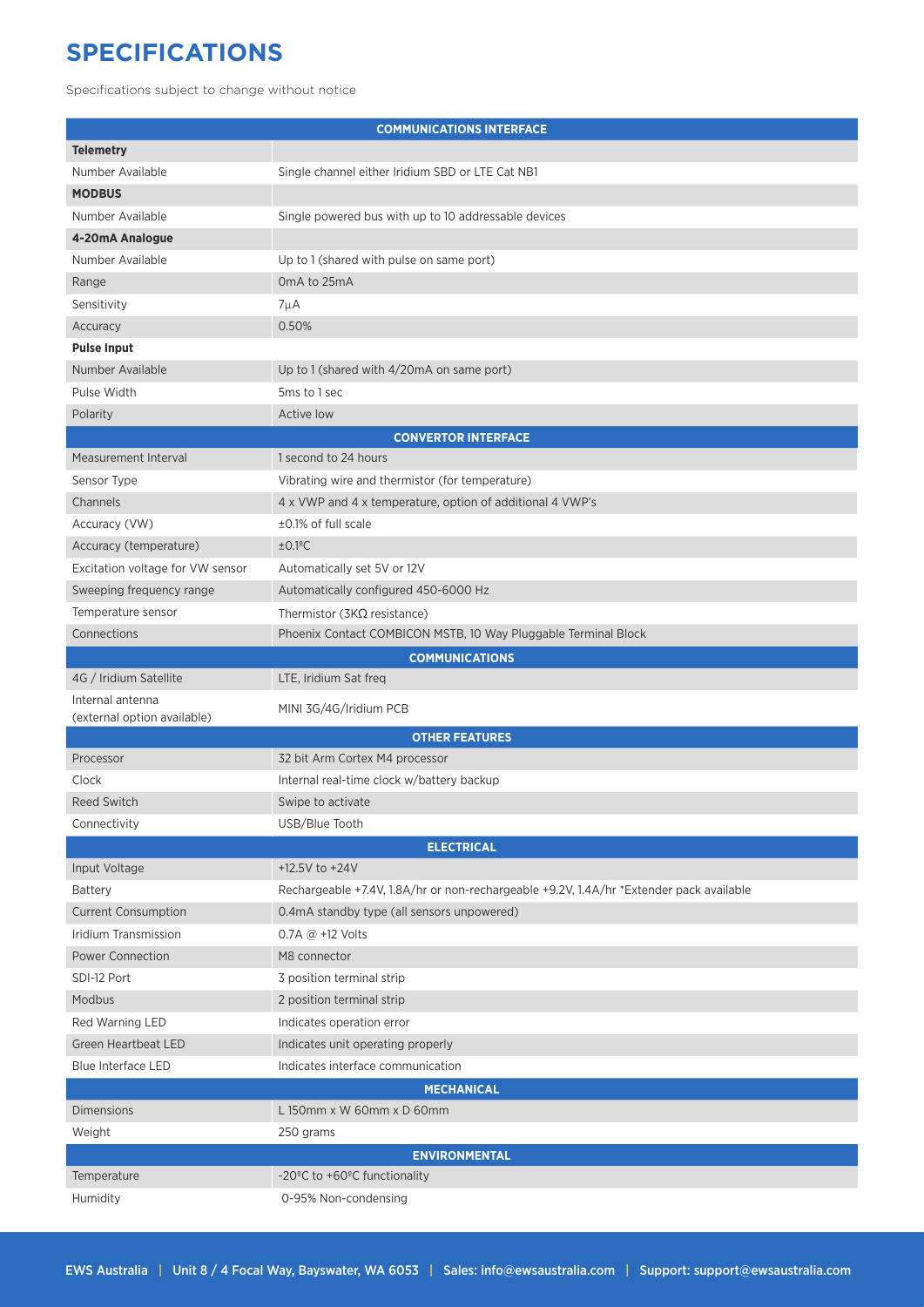# SPECIFICATIONS

Specifications subject to change without notice

| | |
|---|---|
| **COMMUNICATIONS INTERFACE** | |
| **Telemetry** | |
| Number Available | Single channel either Iridium SBD or LTE Cat NB1 |
| **MODBUS** | |
| Number Available | Single powered bus with up to 10 addressable devices |
| **4-20mA Analogue** | |
| Number Available | Up to 1 (shared with pulse on same port) |
| Range | 0mA to 25mA |
| Sensitivity | 7µA |
| Accuracy | 0.50% |
| **Pulse Input** | |
| Number Available | Up to 1 (shared with 4/20mA on same port) |
| Pulse Width | 5ms to 1 sec |
| Polarity | Active low |
| **CONVERTOR INTERFACE** | |
| Measurement Interval | 1 second to 24 hours |
| Sensor Type | Vibrating wire and thermistor (for temperature) |
| Channels | 4 x VWP and 4 x temperature, option of additional 4 VWP's |
| Accuracy (VW) | ±0.1% of full scale |
| Accuracy (temperature) | ±0.1ºC |
| Excitation voltage for VW sensor | Automatically set 5V or 12V |
| Sweeping frequency range | Automatically configured 450-6000 Hz |
| Temperature sensor | Thermistor (3KΩ resistance) |
| Connections | Phoenix Contact COMBICON MSTB, 10 Way Pluggable Terminal Block |
| **COMMUNICATIONS** | |
| 4G / Iridium Satellite | LTE, Iridium Sat freq |
| Internal antenna (external option available) | MINI 3G/4G/Iridium PCB |
| **OTHER FEATURES** | |
| Processor | 32 bit Arm Cortex M4 processor |
| Clock | Internal real-time clock w/battery backup |
| Reed Switch | Swipe to activate |
| Connectivity | USB/Blue Tooth |
| **ELECTRICAL** | |
| Input Voltage | +12.5V to +24V |
| Battery | Rechargeable +7.4V, 1.8A/hr or non-rechargeable +9.2V, 1.4A/hr *Extender pack available |
| Current Consumption | 0.4mA standby type (all sensors unpowered) |
| Iridium Transmission | 0.7A @ +12 Volts |
| Power Connection | M8 connector |
| SDI-12 Port | 3 position terminal strip |
| Modbus | 2 position terminal strip |
| Red Warning LED | Indicates operation error |
| Green Heartbeat LED | Indicates unit operating properly |
| Blue Interface LED | Indicates interface communication |
| **MECHANICAL** | |
| Dimensions | L 150mm x W 60mm x D 60mm |
| Weight | 250 grams |
| **ENVIRONMENTAL** | |
| Temperature | -20ºC to +60ºC functionality |
| Humidity | 0-95% Non-condensing |

EWS Australia | Unit 8 / 4 Focal Way, Bayswater, WA 6053 | Sales: info@ewsaustralia.com | Support: support@ewsaustralia.com